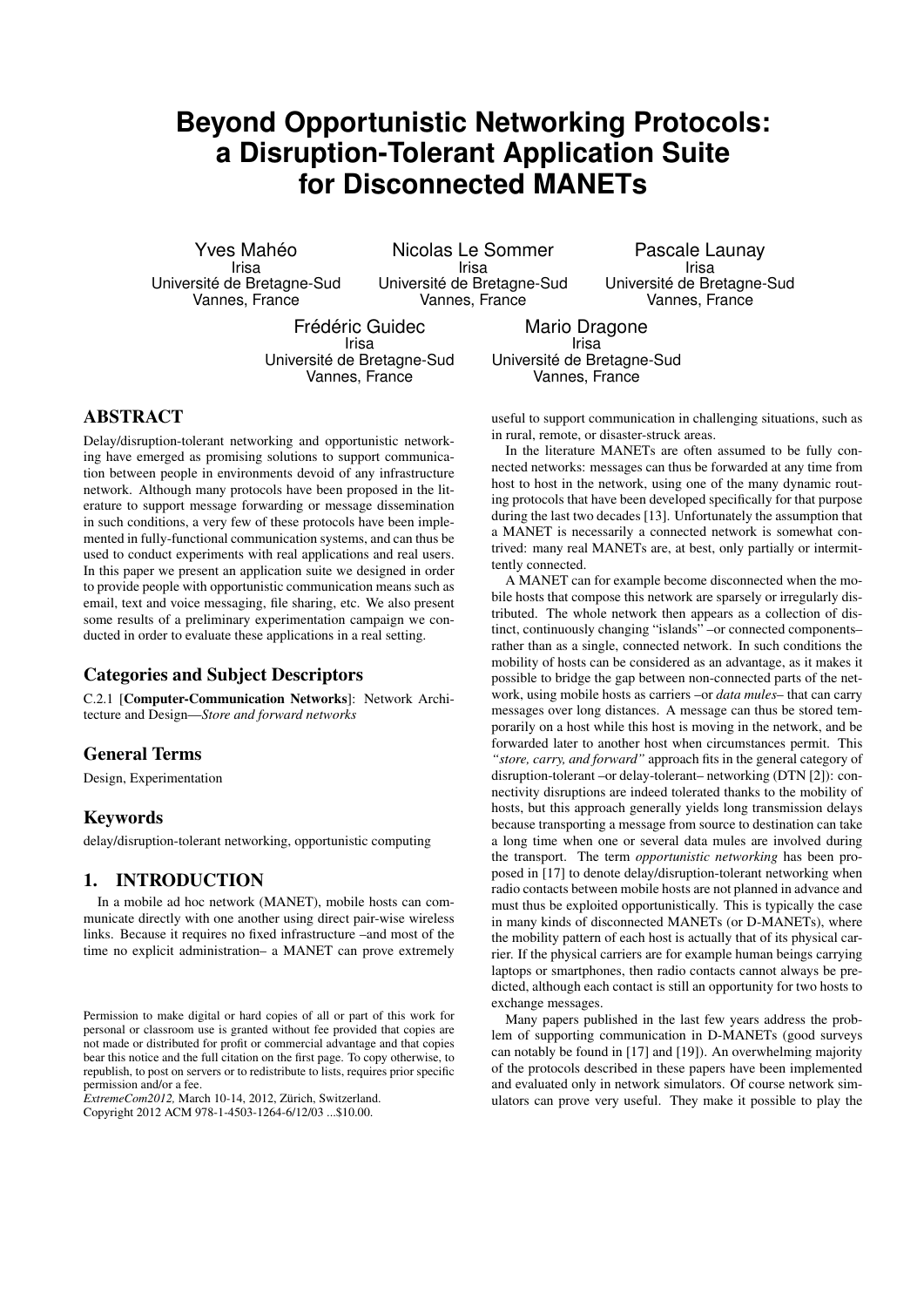# Beyond Opportunistic Networking Protocols: a Disruption-Tolerant Application Suite for Disconnected MANETs

Yves Mahéo
Irisa
Université de Bretagne-Sud
Vannes, France

Nicolas Le Sommer
Irisa
Université de Bretagne-Sud
Vannes, France

Pascale Launay
Irisa
Université de Bretagne-Sud
Vannes, France

Frédéric Guidec
Irisa
Université de Bretagne-Sud
Vannes, France

Mario Dragone
Irisa
Université de Bretagne-Sud
Vannes, France

## ABSTRACT

Delay/disruption-tolerant networking and opportunistic networking have emerged as promising solutions to support communication between people in environments devoid of any infrastructure network. Although many protocols have been proposed in the literature to support message forwarding or message dissemination in such conditions, a very few of these protocols have been implemented in fully-functional communication systems, and can thus be used to conduct experiments with real applications and real users. In this paper we present an application suite we designed in order to provide people with opportunistic communication means such as email, text and voice messaging, file sharing, etc. We also present some results of a preliminary experimentation campaign we conducted in order to evaluate these applications in a real setting.

### Categories and Subject Descriptors

C.2.1 [**Computer-Communication Networks**]: Network Architecture and Design—*Store and forward networks*

### General Terms

Design, Experimentation

### Keywords

delay/disruption-tolerant networking, opportunistic computing

## 1. INTRODUCTION

In a mobile ad hoc network (MANET), mobile hosts can communicate directly with one another using direct pair-wise wireless links. Because it requires no fixed infrastructure –and most of the time no explicit administration– a MANET can prove extremely useful to support communication in challenging situations, such as in rural, remote, or disaster-struck areas.

In the literature MANETs are often assumed to be fully connected networks: messages can thus be forwarded at any time from host to host in the network, using one of the many dynamic routing protocols that have been developed specifically for that purpose during the last two decades [13]. Unfortunately the assumption that a MANET is necessarily a connected network is somewhat contrived: many real MANETs are, at best, only partially or intermittently connected.

A MANET can for example become disconnected when the mobile hosts that compose this network are sparsely or irregularly distributed. The whole network then appears as a collection of distinct, continuously changing "islands" –or connected components– rather than as a single, connected network. In such conditions the mobility of hosts can be considered as an advantage, as it makes it possible to bridge the gap between non-connected parts of the network, using mobile hosts as carriers –or *data mules*– that can carry messages over long distances. A message can thus be stored temporarily on a host while this host is moving in the network, and be forwarded later to another host when circumstances permit. This *"store, carry, and forward"* approach fits in the general category of disruption-tolerant –or delay-tolerant– networking (DTN [2]): connectivity disruptions are indeed tolerated thanks to the mobility of hosts, but this approach generally yields long transmission delays because transporting a message from source to destination can take a long time when one or several data mules are involved during the transport. The term *opportunistic networking* has been proposed in [17] to denote delay/disruption-tolerant networking when radio contacts between mobile hosts are not planned in advance and must thus be exploited opportunistically. This is typically the case in many kinds of disconnected MANETs (or D-MANETs), where the mobility pattern of each host is actually that of its physical carrier. If the physical carriers are for example human beings carrying laptops or smartphones, then radio contacts cannot always be predicted, although each contact is still an opportunity for two hosts to exchange messages.

Many papers published in the last few years address the problem of supporting communication in D-MANETs (good surveys can notably be found in [17] and [19]). An overwhelming majority of the protocols described in these papers have been implemented and evaluated only in network simulators. Of course network simulators can prove very useful. They make it possible to play the

Permission to make digital or hard copies of all or part of this work for personal or classroom use is granted without fee provided that copies are not made or distributed for profit or commercial advantage and that copies bear this notice and the full citation on the first page. To copy otherwise, to republish, to post on servers or to redistribute to lists, requires prior specific permission and/or a fee.
*ExtremeCom2012,* March 10-14, 2012, Zürich, Switzerland.
Copyright 2012 ACM 978-1-4503-1264-6/12/03 ...$10.00.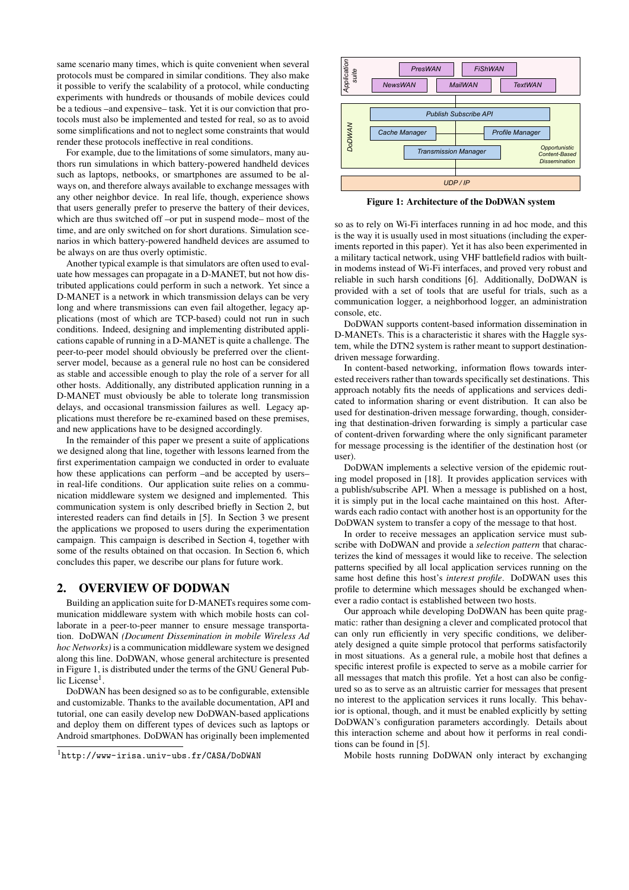same scenario many times, which is quite convenient when several protocols must be compared in similar conditions. They also make it possible to verify the scalability of a protocol, while conducting experiments with hundreds or thousands of mobile devices could be a tedious –and expensive– task. Yet it is our conviction that protocols must also be implemented and tested for real, so as to avoid some simplifications and not to neglect some constraints that would render these protocols ineffective in real conditions.

For example, due to the limitations of some simulators, many authors run simulations in which battery-powered handheld devices such as laptops, netbooks, or smartphones are assumed to be always on, and therefore always available to exchange messages with any other neighbor device. In real life, though, experience shows that users generally prefer to preserve the battery of their devices, which are thus switched off –or put in suspend mode– most of the time, and are only switched on for short durations. Simulation scenarios in which battery-powered handheld devices are assumed to be always on are thus overly optimistic.

Another typical example is that simulators are often used to evaluate how messages can propagate in a D-MANET, but not how distributed applications could perform in such a network. Yet since a D-MANET is a network in which transmission delays can be very long and where transmissions can even fail altogether, legacy applications (most of which are TCP-based) could not run in such conditions. Indeed, designing and implementing distributed applications capable of running in a D-MANET is quite a challenge. The peer-to-peer model should obviously be preferred over the client-server model, because as a general rule no host can be considered as stable and accessible enough to play the role of a server for all other hosts. Additionally, any distributed application running in a D-MANET must obviously be able to tolerate long transmission delays, and occasional transmission failures as well. Legacy applications must therefore be re-examined based on these premises, and new applications have to be designed accordingly.

In the remainder of this paper we present a suite of applications we designed along that line, together with lessons learned from the first experimentation campaign we conducted in order to evaluate how these applications can perform –and be accepted by users– in real-life conditions. Our application suite relies on a communication middleware system we designed and implemented. This communication system is only described briefly in Section 2, but interested readers can find details in [5]. In Section 3 we present the applications we proposed to users during the experimentation campaign. This campaign is described in Section 4, together with some of the results obtained on that occasion. In Section 6, which concludes this paper, we describe our plans for future work.

## 2. OVERVIEW OF DODWAN

Building an application suite for D-MANETs requires some communication middleware system with which mobile hosts can collaborate in a peer-to-peer manner to ensure message transportation. DoDWAN *(Document Dissemination in mobile Wireless Ad hoc Networks)* is a communication middleware system we designed along this line. DoDWAN, whose general architecture is presented in Figure 1, is distributed under the terms of the GNU General Public License[1].

DoDWAN has been designed so as to be configurable, extensible and customizable. Thanks to the available documentation, API and tutorial, one can easily develop new DoDWAN-based applications and deploy them on different types of devices such as laptops or Android smartphones. DoDWAN has originally been implemented so as to rely on Wi-Fi interfaces running in ad hoc mode, and this is the way it is usually used in most situations (including the experiments reported in this paper). Yet it has also been experimented in a military tactical network, using VHF battlefield radios with built-in modems instead of Wi-Fi interfaces, and proved very robust and reliable in such harsh conditions [6]. Additionally, DoDWAN is provided with a set of tools that are useful for trials, such as a communication logger, a neighborhood logger, an administration console, etc.

| Application suite | PresWAN | FiShWAN | |
|---|---|---|---|
| | NewsWAN | MailWAN | TextWAN |
| DoDWAN | Publish Subscribe API | | |
| | Cache Manager | | Profile Manager |
| | Transmission Manager | | Opportunistic Content-Based Dissemination |
| UDP / IP | | | |

**Figure 1: Architecture of the DoDWAN system**

DoDWAN supports content-based information dissemination in D-MANETs. This is a characteristic it shares with the Haggle system, while the DTN2 system is rather meant to support destination-driven message forwarding.

In content-based networking, information flows towards interested receivers rather than towards specifically set destinations. This approach notably fits the needs of applications and services dedicated to information sharing or event distribution. It can also be used for destination-driven message forwarding, though, considering that destination-driven forwarding is simply a particular case of content-driven forwarding where the only significant parameter for message processing is the identifier of the destination host (or user).

DoDWAN implements a selective version of the epidemic routing model proposed in [18]. It provides application services with a publish/subscribe API. When a message is published on a host, it is simply put in the local cache maintained on this host. Afterwards each radio contact with another host is an opportunity for the DoDWAN system to transfer a copy of the message to that host.

In order to receive messages an application service must subscribe with DoDWAN and provide a *selection pattern* that characterizes the kind of messages it would like to receive. The selection patterns specified by all local application services running on the same host define this host's *interest profile*. DoDWAN uses this profile to determine which messages should be exchanged whenever a radio contact is established between two hosts.

Our approach while developing DoDWAN has been quite pragmatic: rather than designing a clever and complicated protocol that can only run efficiently in very specific conditions, we deliberately designed a quite simple protocol that performs satisfactorily in most situations. As a general rule, a mobile host that defines a specific interest profile is expected to serve as a mobile carrier for all messages that match this profile. Yet a host can also be configured so as to serve as an altruistic carrier for messages that present no interest to the application services it runs locally. This behavior is optional, though, and it must be enabled explicitly by setting DoDWAN's configuration parameters accordingly. Details about this interaction scheme and about how it performs in real conditions can be found in [5].

Mobile hosts running DoDWAN only interact by exchanging

[1] http://www-irisa.univ-ubs.fr/CASA/DoDWAN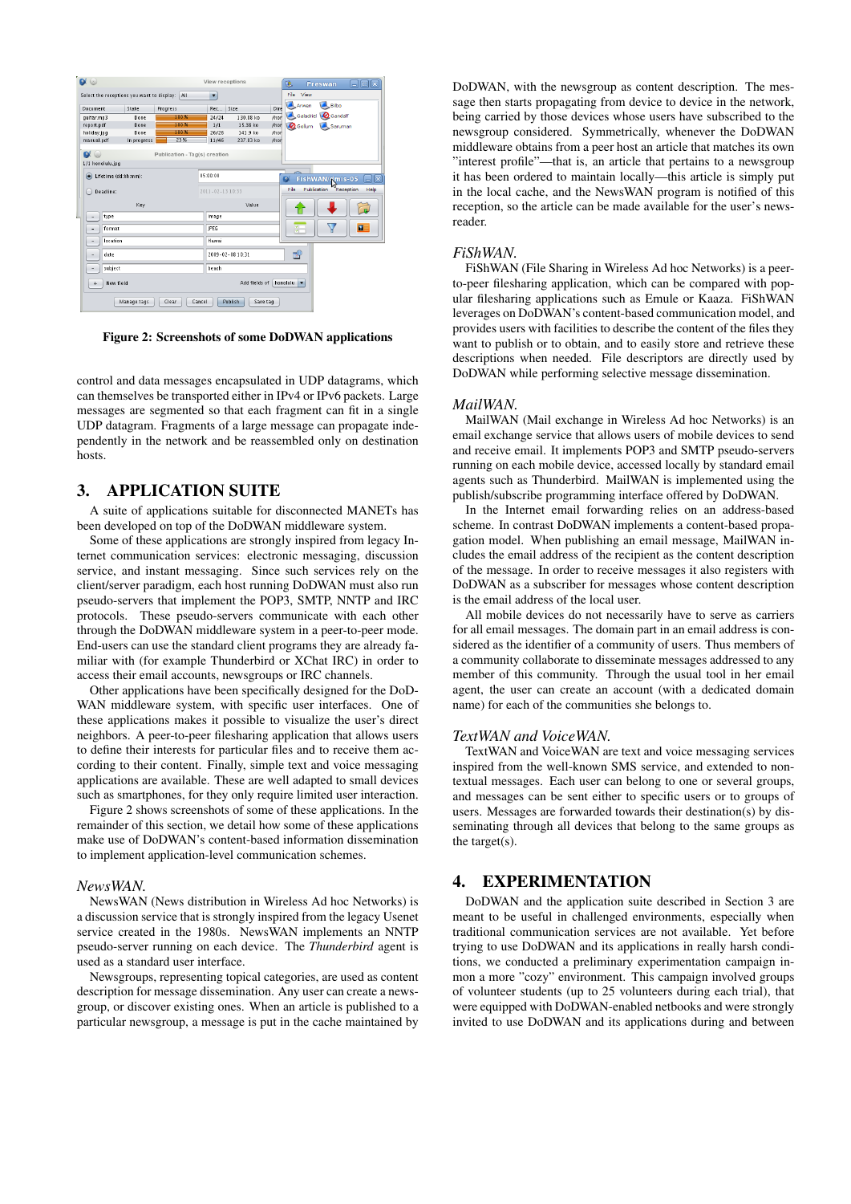Figure 2: Screenshots of some DoDWAN applications

control and data messages encapsulated in UDP datagrams, which can themselves be transported either in IPv4 or IPv6 packets. Large messages are segmented so that each fragment can fit in a single UDP datagram. Fragments of a large message can propagate independently in the network and be reassembled only on destination hosts.

## 3. APPLICATION SUITE

A suite of applications suitable for disconnected MANETs has been developed on top of the DoDWAN middleware system.

Some of these applications are strongly inspired from legacy Internet communication services: electronic messaging, discussion service, and instant messaging. Since such services rely on the client/server paradigm, each host running DoDWAN must also run pseudo-servers that implement the POP3, SMTP, NNTP and IRC protocols. These pseudo-servers communicate with each other through the DoDWAN middleware system in a peer-to-peer mode. End-users can use the standard client programs they are already familiar with (for example Thunderbird or XChat IRC) in order to access their email accounts, newsgroups or IRC channels.

Other applications have been specifically designed for the DoDWAN middleware system, with specific user interfaces. One of these applications makes it possible to visualize the user's direct neighbors. A peer-to-peer filesharing application that allows users to define their interests for particular files and to receive them according to their content. Finally, simple text and voice messaging applications are available. These are well adapted to small devices such as smartphones, for they only require limited user interaction.

Figure 2 shows screenshots of some of these applications. In the remainder of this section, we detail how some of these applications make use of DoDWAN's content-based information dissemination to implement application-level communication schemes.

### *NewsWAN.*

NewsWAN (News distribution in Wireless Ad hoc Networks) is a discussion service that is strongly inspired from the legacy Usenet service created in the 1980s. NewsWAN implements an NNTP pseudo-server running on each device. The *Thunderbird* agent is used as a standard user interface.

Newsgroups, representing topical categories, are used as content description for message dissemination. Any user can create a newsgroup, or discover existing ones. When an article is published to a particular newsgroup, a message is put in the cache maintained by DoDWAN, with the newsgroup as content description. The message then starts propagating from device to device in the network, being carried by those devices whose users have subscribed to the newsgroup considered. Symmetrically, whenever the DoDWAN middleware obtains from a peer host an article that matches its own "interest profile"—that is, an article that pertains to a newsgroup it has been ordered to maintain locally—this article is simply put in the local cache, and the NewsWAN program is notified of this reception, so the article can be made available for the user's newsreader.

### *FiShWAN.*

FiShWAN (File Sharing in Wireless Ad hoc Networks) is a peer-to-peer filesharing application, which can be compared with popular filesharing applications such as Emule or Kaaza. FiShWAN leverages on DoDWAN's content-based communication model, and provides users with facilities to describe the content of the files they want to publish or to obtain, and to easily store and retrieve these descriptions when needed. File descriptors are directly used by DoDWAN while performing selective message dissemination.

### *MailWAN.*

MailWAN (Mail exchange in Wireless Ad hoc Networks) is an email exchange service that allows users of mobile devices to send and receive email. It implements POP3 and SMTP pseudo-servers running on each mobile device, accessed locally by standard email agents such as Thunderbird. MailWAN is implemented using the publish/subscribe programming interface offered by DoDWAN.

In the Internet email forwarding relies on an address-based scheme. In contrast DoDWAN implements a content-based propagation model. When publishing an email message, MailWAN includes the email address of the recipient as the content description of the message. In order to receive messages it also registers with DoDWAN as a subscriber for messages whose content description is the email address of the local user.

All mobile devices do not necessarily have to serve as carriers for all email messages. The domain part in an email address is considered as the identifier of a community of users. Thus members of a community collaborate to disseminate messages addressed to any member of this community. Through the usual tool in her email agent, the user can create an account (with a dedicated domain name) for each of the communities she belongs to.

### *TextWAN and VoiceWAN.*

TextWAN and VoiceWAN are text and voice messaging services inspired from the well-known SMS service, and extended to non-textual messages. Each user can belong to one or several groups, and messages can be sent either to specific users or to groups of users. Messages are forwarded towards their destination(s) by disseminating through all devices that belong to the same groups as the target(s).

## 4. EXPERIMENTATION

DoDWAN and the application suite described in Section 3 are meant to be useful in challenged environments, especially when traditional communication services are not available. Yet before trying to use DoDWAN and its applications in really harsh conditions, we conducted a preliminary experimentation campaign in a more "cozy" environment. This campaign involved groups of volunteer students (up to 25 volunteers during each trial), that were equipped with DoDWAN-enabled netbooks and were strongly invited to use DoDWAN and its applications during and between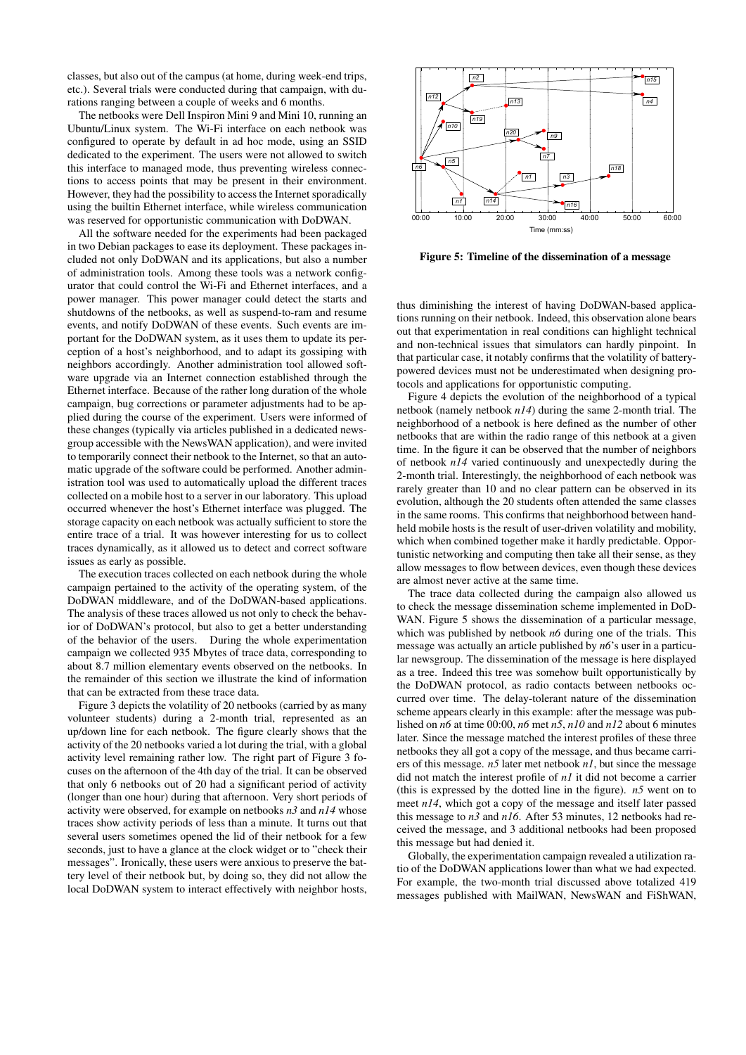classes, but also out of the campus (at home, during week-end trips, etc.). Several trials were conducted during that campaign, with durations ranging between a couple of weeks and 6 months.

The netbooks were Dell Inspiron Mini 9 and Mini 10, running an Ubuntu/Linux system. The Wi-Fi interface on each netbook was configured to operate by default in ad hoc mode, using an SSID dedicated to the experiment. The users were not allowed to switch this interface to managed mode, thus preventing wireless connections to access points that may be present in their environment. However, they had the possibility to access the Internet sporadically using the builtin Ethernet interface, while wireless communication was reserved for opportunistic communication with DoDWAN.

All the software needed for the experiments had been packaged in two Debian packages to ease its deployment. These packages included not only DoDWAN and its applications, but also a number of administration tools. Among these tools was a network configurator that could control the Wi-Fi and Ethernet interfaces, and a power manager. This power manager could detect the starts and shutdowns of the netbooks, as well as suspend-to-ram and resume events, and notify DoDWAN of these events. Such events are important for the DoDWAN system, as it uses them to update its perception of a host's neighborhood, and to adapt its gossiping with neighbors accordingly. Another administration tool allowed software upgrade via an Internet connection established through the Ethernet interface. Because of the rather long duration of the whole campaign, bug corrections or parameter adjustments had to be applied during the course of the experiment. Users were informed of these changes (typically via articles published in a dedicated newsgroup accessible with the NewsWAN application), and were invited to temporarily connect their netbook to the Internet, so that an automatic upgrade of the software could be performed. Another administration tool was used to automatically upload the different traces collected on a mobile host to a server in our laboratory. This upload occurred whenever the host's Ethernet interface was plugged. The storage capacity on each netbook was actually sufficient to store the entire trace of a trial. It was however interesting for us to collect traces dynamically, as it allowed us to detect and correct software issues as early as possible.

The execution traces collected on each netbook during the whole campaign pertained to the activity of the operating system, of the DoDWAN middleware, and of the DoDWAN-based applications. The analysis of these traces allowed us not only to check the behavior of DoDWAN's protocol, but also to get a better understanding of the behavior of the users. During the whole experimentation campaign we collected 935 Mbytes of trace data, corresponding to about 8.7 million elementary events observed on the netbooks. In the remainder of this section we illustrate the kind of information that can be extracted from these trace data.

Figure 3 depicts the volatility of 20 netbooks (carried by as many volunteer students) during a 2-month trial, represented as an up/down line for each netbook. The figure clearly shows that the activity of the 20 netbooks varied a lot during the trial, with a global activity level remaining rather low. The right part of Figure 3 focuses on the afternoon of the 4th day of the trial. It can be observed that only 6 netbooks out of 20 had a significant period of activity (longer than one hour) during that afternoon. Very short periods of activity were observed, for example on netbooks *n3* and *n14* whose traces show activity periods of less than a minute. It turns out that several users sometimes opened the lid of their netbook for a few seconds, just to have a glance at the clock widget or to "check their messages". Ironically, these users were anxious to preserve the battery level of their netbook but, by doing so, they did not allow the local DoDWAN system to interact effectively with neighbor hosts, thus diminishing the interest of having DoDWAN-based applications running on their netbook. Indeed, this observation alone bears out that experimentation in real conditions can highlight technical and non-technical issues that simulators can hardly pinpoint. In that particular case, it notably confirms that the volatility of battery-powered devices must not be underestimated when designing protocols and applications for opportunistic computing.

Figure 5: Timeline of the dissemination of a message

Figure 4 depicts the evolution of the neighborhood of a typical netbook (namely netbook *n14*) during the same 2-month trial. The neighborhood of a netbook is here defined as the number of other netbooks that are within the radio range of this netbook at a given time. In the figure it can be observed that the number of neighbors of netbook *n14* varied continuously and unexpectedly during the 2-month trial. Interestingly, the neighborhood of each netbook was rarely greater than 10 and no clear pattern can be observed in its evolution, although the 20 students often attended the same classes in the same rooms. This confirms that neighborhood between handheld mobile hosts is the result of user-driven volatility and mobility, which when combined together make it hardly predictable. Opportunistic networking and computing then take all their sense, as they allow messages to flow between devices, even though these devices are almost never active at the same time.

The trace data collected during the campaign also allowed us to check the message dissemination scheme implemented in DoDWAN. Figure 5 shows the dissemination of a particular message, which was published by netbook *n6* during one of the trials. This message was actually an article published by *n6*'s user in a particular newsgroup. The dissemination of the message is here displayed as a tree. Indeed this tree was somehow built opportunistically by the DoDWAN protocol, as radio contacts between netbooks occurred over time. The delay-tolerant nature of the dissemination scheme appears clearly in this example: after the message was published on *n6* at time 00:00, *n6* met *n5*, *n10* and *n12* about 6 minutes later. Since the message matched the interest profiles of these three netbooks they all got a copy of the message, and thus became carriers of this message. *n5* later met netbook *n1*, but since the message did not match the interest profile of *n1* it did not become a carrier (this is expressed by the dotted line in the figure). *n5* went on to meet *n14*, which got a copy of the message and itself later passed this message to *n3* and *n16*. After 53 minutes, 12 netbooks had received the message, and 3 additional netbooks had been proposed this message but had denied it.

Globally, the experimentation campaign revealed a utilization ratio of the DoDWAN applications lower than what we had expected. For example, the two-month trial discussed above totalized 419 messages published with MailWAN, NewsWAN and FiShWAN,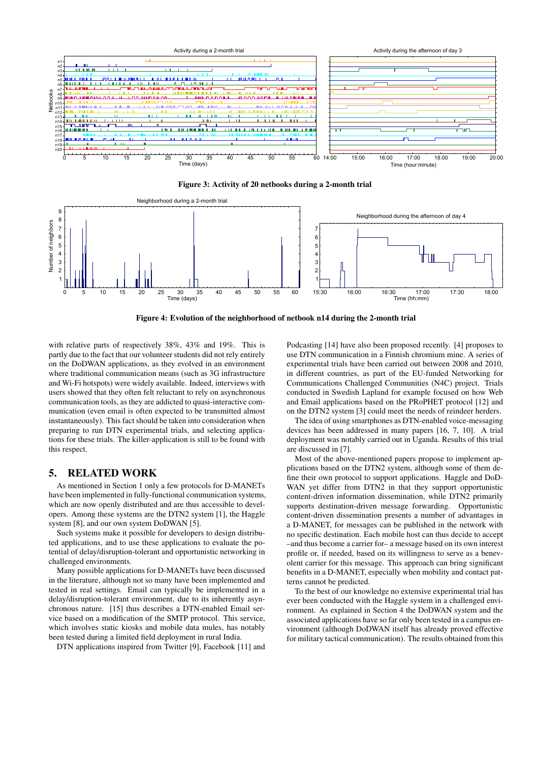Figure 3: Activity of 20 netbooks during a 2-month trial

Figure 4: Evolution of the neighborhood of netbook n14 during the 2-month trial

with relative parts of respectively 38%, 43% and 19%. This is partly due to the fact that our volunteer students did not rely entirely on the DoDWAN applications, as they evolved in an environment where traditional communication means (such as 3G infrastructure and Wi-Fi hotspots) were widely available. Indeed, interviews with users showed that they often felt reluctant to rely on asynchronous communication tools, as they are addicted to quasi-interactive communication (even email is often expected to be transmitted almost instantaneously). This fact should be taken into consideration when preparing to run DTN experimental trials, and selecting applications for these trials. The killer-application is still to be found with this respect.

## 5. RELATED WORK

As mentioned in Section 1 only a few protocols for D-MANETs have been implemented in fully-functional communication systems, which are now openly distributed and are thus accessible to developers. Among these systems are the DTN2 system [1], the Haggle system [8], and our own system DoDWAN [5].

Such systems make it possible for developers to design distributed applications, and to use these applications to evaluate the potential of delay/disruption-tolerant and opportunistic networking in challenged environments.

Many possible applications for D-MANETs have been discussed in the literature, although not so many have been implemented and tested in real settings. Email can typically be implemented in a delay/disruption-tolerant environment, due to its inherently asynchronous nature. [15] thus describes a DTN-enabled Email service based on a modification of the SMTP protocol. This service, which involves static kiosks and mobile data mules, has notably been tested during a limited field deployment in rural India.

DTN applications inspired from Twitter [9], Facebook [11] and Podcasting [14] have also been proposed recently. [4] proposes to use DTN communication in a Finnish chromium mine. A series of experimental trials have been carried out between 2008 and 2010, in different countries, as part of the EU-funded Networking for Communications Challenged Communities (N4C) project. Trials conducted in Swedish Lapland for example focused on how Web and Email applications based on the PRoPHET protocol [12] and on the DTN2 system [3] could meet the needs of reindeer herders.

The idea of using smartphones as DTN-enabled voice-messaging devices has been addressed in many papers [16, 7, 10]. A trial deployment was notably carried out in Uganda. Results of this trial are discussed in [7].

Most of the above-mentioned papers propose to implement applications based on the DTN2 system, although some of them define their own protocol to support applications. Haggle and DoDWAN yet differ from DTN2 in that they support opportunistic content-driven information dissemination, while DTN2 primarily supports destination-driven message forwarding. Opportunistic content-driven dissemination presents a number of advantages in a D-MANET, for messages can be published in the network with no specific destination. Each mobile host can thus decide to accept –and thus become a carrier for– a message based on its own interest profile or, if needed, based on its willingness to serve as a benevolent carrier for this message. This approach can bring significant benefits in a D-MANET, especially when mobility and contact patterns cannot be predicted.

To the best of our knowledge no extensive experimental trial has ever been conducted with the Haggle system in a challenged environment. As explained in Section 4 the DoDWAN system and the associated applications have so far only been tested in a campus environment (although DoDWAN itself has already proved effective for military tactical communication). The results obtained from this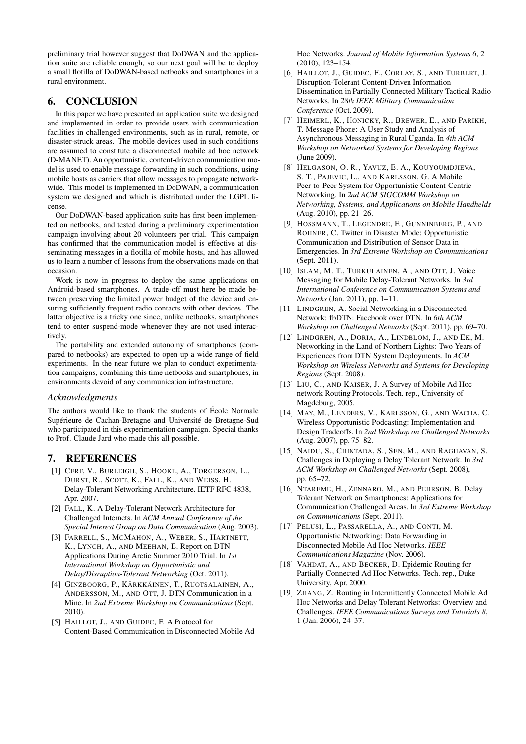preliminary trial however suggest that DoDWAN and the application suite are reliable enough, so our next goal will be to deploy a small flotilla of DoDWAN-based netbooks and smartphones in a rural environment.

## 6. CONCLUSION

In this paper we have presented an application suite we designed and implemented in order to provide users with communication facilities in challenged environments, such as in rural, remote, or disaster-struck areas. The mobile devices used in such conditions are assumed to constitute a disconnected mobile ad hoc network (D-MANET). An opportunistic, content-driven communication model is used to enable message forwarding in such conditions, using mobile hosts as carriers that allow messages to propagate network-wide. This model is implemented in DoDWAN, a communication system we designed and which is distributed under the LGPL license.

Our DoDWAN-based application suite has first been implemented on netbooks, and tested during a preliminary experimentation campaign involving about 20 volunteers per trial. This campaign has confirmed that the communication model is effective at disseminating messages in a flotilla of mobile hosts, and has allowed us to learn a number of lessons from the observations made on that occasion.

Work is now in progress to deploy the same applications on Android-based smartphones. A trade-off must here be made between preserving the limited power budget of the device and ensuring sufficiently frequent radio contacts with other devices. The latter objective is a tricky one since, unlike netbooks, smartphones tend to enter suspend-mode whenever they are not used interactively.

The portability and extended autonomy of smartphones (compared to netbooks) are expected to open up a wide range of field experiments. In the near future we plan to conduct experimentation campaigns, combining this time netbooks and smartphones, in environments devoid of any communication infrastructure.

### *Acknowledgments*

The authors would like to thank the students of École Normale Supérieure de Cachan-Bretagne and Université de Bretagne-Sud who participated in this experimentation campaign. Special thanks to Prof. Claude Jard who made this all possible.

## 7. REFERENCES

[1] CERF, V., BURLEIGH, S., HOOKE, A., TORGERSON, L., DURST, R., SCOTT, K., FALL, K., AND WEISS, H. Delay-Tolerant Networking Architecture. IETF RFC 4838, Apr. 2007.

[2] FALL, K. A Delay-Tolerant Network Architecture for Challenged Internets. In *ACM Annual Conference of the Special Interest Group on Data Communication* (Aug. 2003).

[3] FARRELL, S., MCMAHON, A., WEBER, S., HARTNETT, K., LYNCH, A., AND MEEHAN, E. Report on DTN Applications During Arctic Summer 2010 Trial. In *1st International Workshop on Opportunistic and Delay/Disruption-Tolerant Networking* (Oct. 2011).

[4] GINZBOORG, P., KÄRKKÄINEN, T., RUOTSALAINEN, A., ANDERSSON, M., AND OTT, J. DTN Communication in a Mine. In *2nd Extreme Workshop on Communications* (Sept. 2010).

[5] HAILLOT, J., AND GUIDEC, F. A Protocol for Content-Based Communication in Disconnected Mobile Ad Hoc Networks. *Journal of Mobile Information Systems 6*, 2 (2010), 123–154.

[6] HAILLOT, J., GUIDEC, F., CORLAY, S., AND TURBERT, J. Disruption-Tolerant Content-Driven Information Dissemination in Partially Connected Military Tactical Radio Networks. In *28th IEEE Military Communication Conference* (Oct. 2009).

[7] HEIMERL, K., HONICKY, R., BREWER, E., AND PARIKH, T. Message Phone: A User Study and Analysis of Asynchronous Messaging in Rural Uganda. In *4th ACM Workshop on Networked Systems for Developing Regions* (June 2009).

[8] HELGASON, O. R., YAVUZ, E. A., KOUYOUMDJIEVA, S. T., PAJEVIC, L., AND KARLSSON, G. A Mobile Peer-to-Peer System for Opportunistic Content-Centric Networking. In *2nd ACM SIGCOMM Workshop on Networking, Systems, and Applications on Mobile Handhelds* (Aug. 2010), pp. 21–26.

[9] HOSSMANN, T., LEGENDRE, F., GUNNINBERG, P., AND ROHNER, C. Twitter in Disaster Mode: Opportunistic Communication and Distribution of Sensor Data in Emergencies. In *3rd Extreme Workshop on Communications* (Sept. 2011).

[10] ISLAM, M. T., TURKULAINEN, A., AND OTT, J. Voice Messaging for Mobile Delay-Tolerant Networks. In *3rd International Conference on Communication Systems and Networks* (Jan. 2011), pp. 1–11.

[11] LINDGREN, A. Social Networking in a Disconnected Network: fbDTN: Facebook over DTN. In *6th ACM Workshop on Challenged Networks* (Sept. 2011), pp. 69–70.

[12] LINDGREN, A., DORIA, A., LINDBLOM, J., AND EK, M. Networking in the Land of Northern Lights: Two Years of Experiences from DTN System Deployments. In *ACM Workshop on Wireless Networks and Systems for Developing Regions* (Sept. 2008).

[13] LIU, C., AND KAISER, J. A Survey of Mobile Ad Hoc network Routing Protocols. Tech. rep., University of Magdeburg, 2005.

[14] MAY, M., LENDERS, V., KARLSSON, G., AND WACHA, C. Wireless Opportunistic Podcasting: Implementation and Design Tradeoffs. In *2nd Workshop on Challenged Networks* (Aug. 2007), pp. 75–82.

[15] NAIDU, S., CHINTADA, S., SEN, M., AND RAGHAVAN, S. Challenges in Deploying a Delay Tolerant Network. In *3rd ACM Workshop on Challenged Networks* (Sept. 2008), pp. 65–72.

[16] NTAREME, H., ZENNARO, M., AND PEHRSON, B. Delay Tolerant Network on Smartphones: Applications for Communication Challenged Areas. In *3rd Extreme Workshop on Communications* (Sept. 2011).

[17] PELUSI, L., PASSARELLA, A., AND CONTI, M. Opportunistic Networking: Data Forwarding in Disconnected Mobile Ad Hoc Networks. *IEEE Communications Magazine* (Nov. 2006).

[18] VAHDAT, A., AND BECKER, D. Epidemic Routing for Partially Connected Ad Hoc Networks. Tech. rep., Duke University, Apr. 2000.

[19] ZHANG, Z. Routing in Intermittently Connected Mobile Ad Hoc Networks and Delay Tolerant Networks: Overview and Challenges. *IEEE Communications Surveys and Tutorials 8*, 1 (Jan. 2006), 24–37.